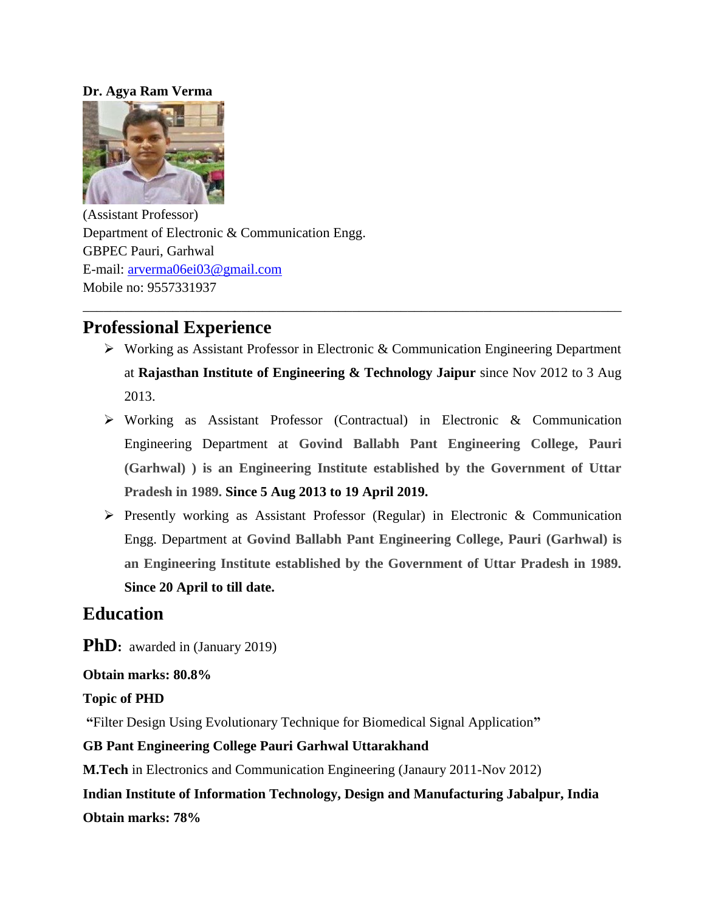**Dr. Agya Ram Verma**

(Assistant Professor)
Department of Electronic & Communication Engg.
GBPEC Pauri, Garhwal
E-mail: [arverma06ei03@gmail.com](mailto:arverma06ei03@gmail.com)
Mobile no: 9557331937

---

## Professional Experience

- Working as Assistant Professor in Electronic & Communication Engineering Department at **Rajasthan Institute of Engineering & Technology Jaipur** since Nov 2012 to 3 Aug 2013.
- Working as Assistant Professor (Contractual) in Electronic & Communication Engineering Department at **Govind Ballabh Pant Engineering College, Pauri (Garhwal) ) is an Engineering Institute established by the Government of Uttar Pradesh in 1989. Since 5 Aug 2013 to 19 April 2019.**
- Presently working as Assistant Professor (Regular) in Electronic & Communication Engg. Department at **Govind Ballabh Pant Engineering College, Pauri (Garhwal) is an Engineering Institute established by the Government of Uttar Pradesh in 1989. Since 20 April to till date.**

## Education

**PhD:** awarded in (January 2019)

**Obtain marks: 80.8%**

**Topic of PHD**

**"**Filter Design Using Evolutionary Technique for Biomedical Signal Application**"**

**GB Pant Engineering College Pauri Garhwal Uttarakhand**

**M.Tech** in Electronics and Communication Engineering (Janaury 2011-Nov 2012)

**Indian Institute of Information Technology, Design and Manufacturing Jabalpur, India**

**Obtain marks: 78%**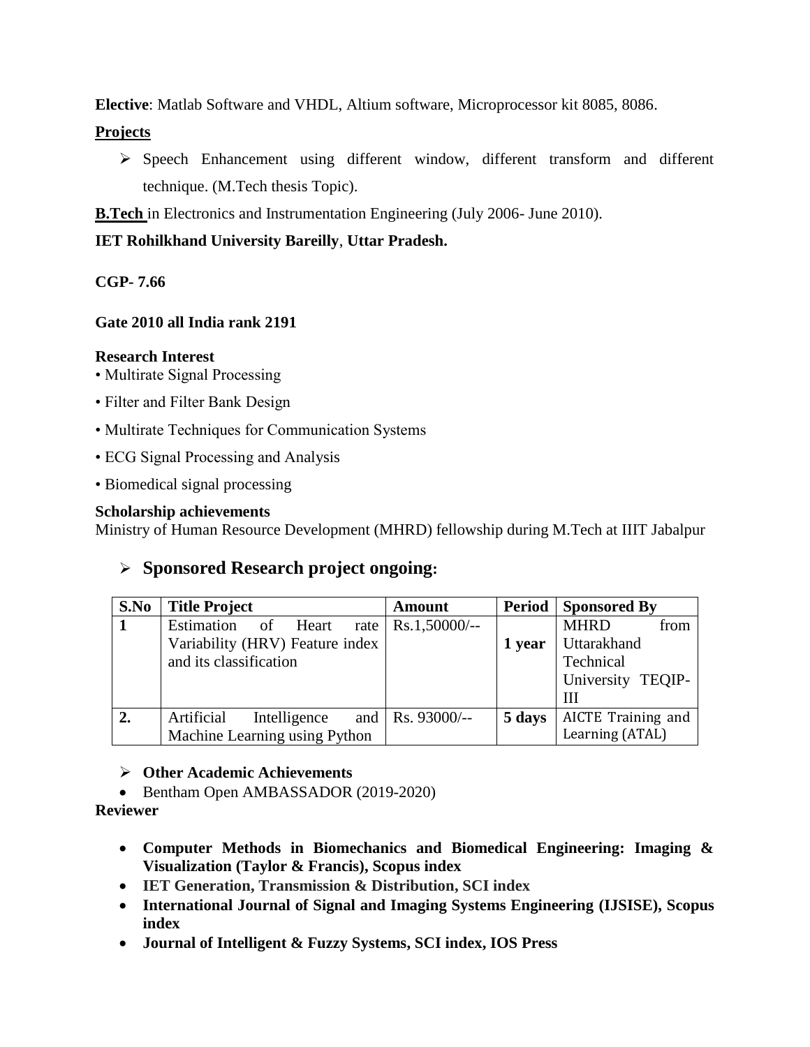**Elective**: Matlab Software and VHDL, Altium software, Microprocessor kit 8085, 8086.

**Projects**

- Speech Enhancement using different window, different transform and different technique. (M.Tech thesis Topic).

**B.Tech** in Electronics and Instrumentation Engineering (July 2006- June 2010).

**IET Rohilkhand University Bareilly**, **Uttar Pradesh.**

**CGP- 7.66**

**Gate 2010 all India rank 2191**

**Research Interest**

- Multirate Signal Processing
- Filter and Filter Bank Design
- Multirate Techniques for Communication Systems
- ECG Signal Processing and Analysis
- Biomedical signal processing

**Scholarship achievements**

Ministry of Human Resource Development (MHRD) fellowship during M.Tech at IIIT Jabalpur

- **Sponsored Research project ongoing:**

| S.No | Title Project | Amount | Period | Sponsored By |
|---|---|---|---|---|
| 1 | Estimation of Heart rate Variability (HRV) Feature index and its classification | Rs.1,50000/-- | 1 year | MHRD from Uttarakhand Technical University TEQIP-III |
| 2. | Artificial Intelligence and Machine Learning using Python | Rs. 93000/-- | 5 days | AICTE Training and Learning (ATAL) |

- **Other Academic Achievements**
- Bentham Open AMBASSADOR (2019-2020)

**Reviewer**

- **Computer Methods in Biomechanics and Biomedical Engineering: Imaging & Visualization (Taylor & Francis), Scopus index**
- **IET Generation, Transmission & Distribution, SCI index**
- **International Journal of Signal and Imaging Systems Engineering (IJSISE), Scopus index**
- **Journal of Intelligent & Fuzzy Systems, SCI index, IOS Press**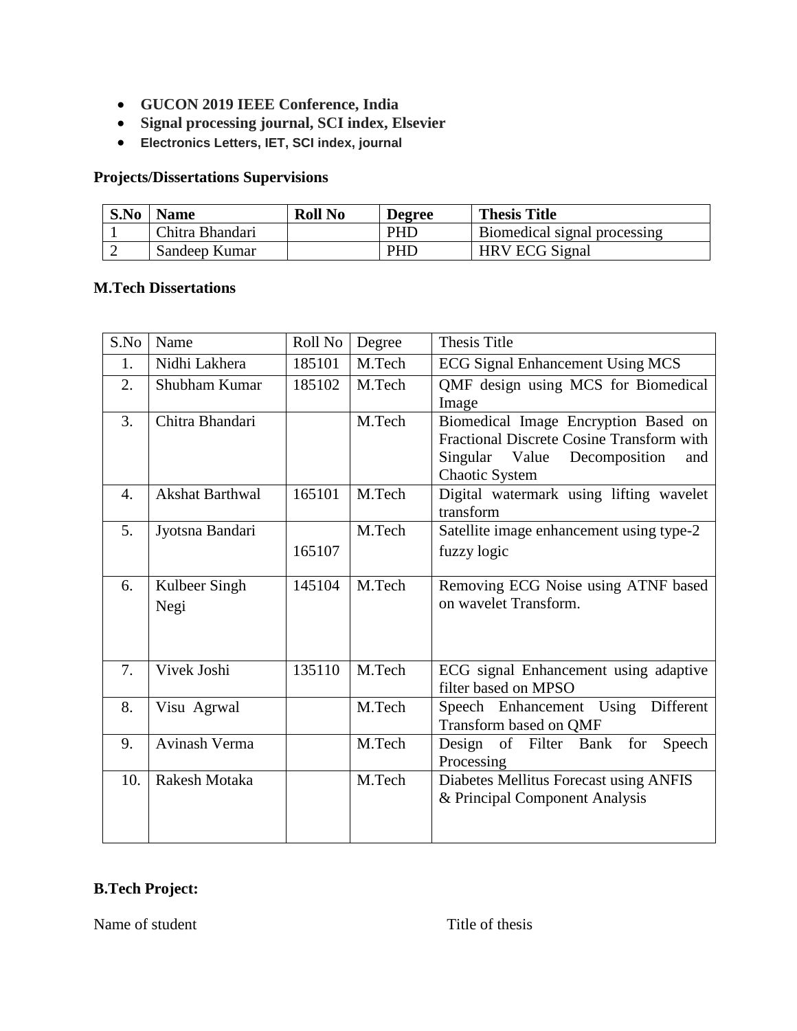- **GUCON 2019 IEEE Conference, India**
- **Signal processing journal, SCI index, Elsevier**
- **Electronics Letters, IET, SCI index, journal**

**Projects/Dissertations Supervisions**

| S.No | Name | Roll No | Degree | Thesis Title |
|---|---|---|---|---|
| 1 | Chitra Bhandari | | PHD | Biomedical signal processing |
| 2 | Sandeep Kumar | | PHD | HRV ECG Signal |

**M.Tech Dissertations**

| S.No | Name | Roll No | Degree | Thesis Title |
|---|---|---|---|---|
| 1. | Nidhi Lakhera | 185101 | M.Tech | ECG Signal Enhancement Using MCS |
| 2. | Shubham Kumar | 185102 | M.Tech | QMF design using MCS for Biomedical Image |
| 3. | Chitra Bhandari | | M.Tech | Biomedical Image Encryption Based on Fractional Discrete Cosine Transform with Singular Value Decomposition and Chaotic System |
| 4. | Akshat Barthwal | 165101 | M.Tech | Digital watermark using lifting wavelet transform |
| 5. | Jyotsna Bandari | 165107 | M.Tech | Satellite image enhancement using type-2 fuzzy logic |
| 6. | Kulbeer Singh Negi | 145104 | M.Tech | Removing ECG Noise using ATNF based on wavelet Transform. |
| 7. | Vivek Joshi | 135110 | M.Tech | ECG signal Enhancement using adaptive filter based on MPSO |
| 8. | Visu Agrwal | | M.Tech | Speech Enhancement Using Different Transform based on QMF |
| 9. | Avinash Verma | | M.Tech | Design of Filter Bank for Speech Processing |
| 10. | Rakesh Motaka | | M.Tech | Diabetes Mellitus Forecast using ANFIS & Principal Component Analysis |

**B.Tech Project:**

Name of student　　　　　　　　　　　Title of thesis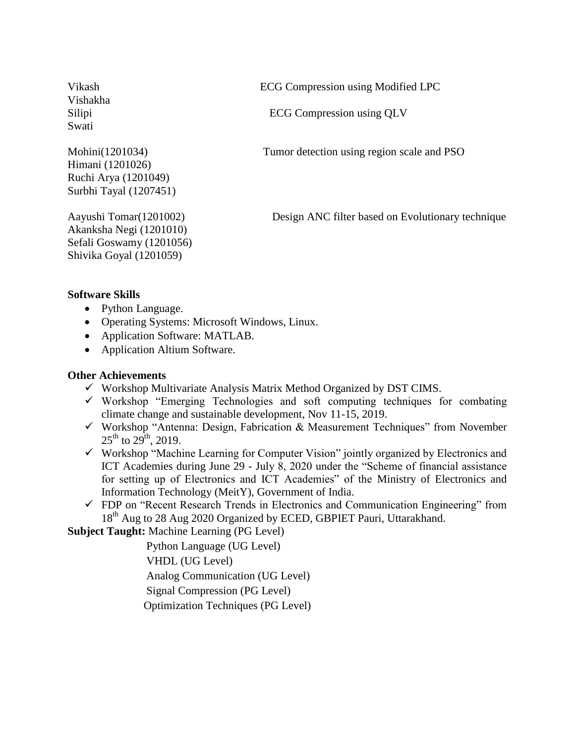| | |
|---|---|
| Vikash<br>Vishakha | ECG Compression using Modified LPC |
| Silipi<br>Swati | ECG Compression using QLV |
| Mohini(1201034)<br>Himani (1201026)<br>Ruchi Arya (1201049)<br>Surbhi Tayal (1207451) | Tumor detection using region scale and PSO |
| Aayushi Tomar(1201002)<br>Akanksha Negi (1201010)<br>Sefali Goswamy (1201056)<br>Shivika Goyal (1201059) | Design ANC filter based on Evolutionary technique |

**Software Skills**

- Python Language.
- Operating Systems: Microsoft Windows, Linux.
- Application Software: MATLAB.
- Application Altium Software.

**Other Achievements**

- ✓ Workshop Multivariate Analysis Matrix Method Organized by DST CIMS.
- ✓ Workshop "Emerging Technologies and soft computing techniques for combating climate change and sustainable development, Nov 11-15, 2019.
- ✓ Workshop "Antenna: Design, Fabrication & Measurement Techniques" from November 25th to 29th, 2019.
- ✓ Workshop "Machine Learning for Computer Vision" jointly organized by Electronics and ICT Academies during June 29 - July 8, 2020 under the "Scheme of financial assistance for setting up of Electronics and ICT Academies" of the Ministry of Electronics and Information Technology (MeitY), Government of India.
- ✓ FDP on "Recent Research Trends in Electronics and Communication Engineering" from 18th Aug to 28 Aug 2020 Organized by ECED, GBPIET Pauri, Uttarakhand.

**Subject Taught:** Machine Learning (PG Level)

Python Language (UG Level)

VHDL (UG Level)

Analog Communication (UG Level)

Signal Compression (PG Level)

Optimization Techniques (PG Level)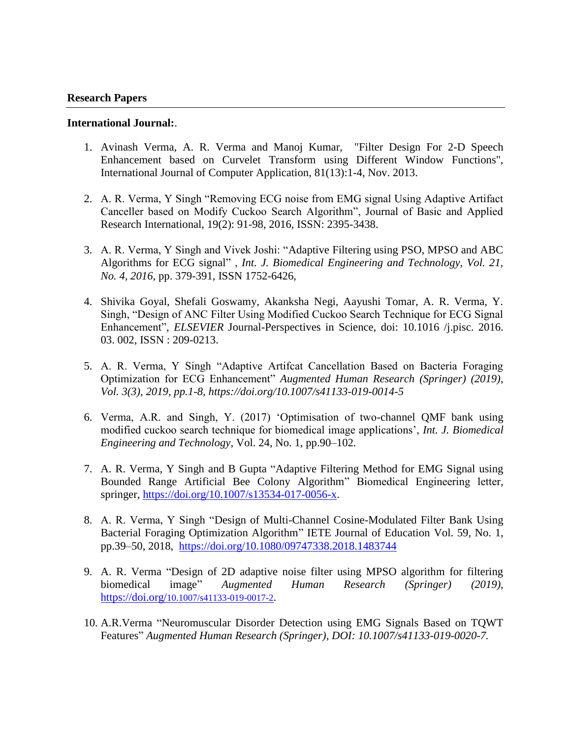## Research Papers

**International Journal:**.

1. Avinash Verma, A. R. Verma and Manoj Kumar, "Filter Design For 2-D Speech Enhancement based on Curvelet Transform using Different Window Functions", International Journal of Computer Application, 81(13):1-4, Nov. 2013.

2. A. R. Verma, Y Singh "Removing ECG noise from EMG signal Using Adaptive Artifact Canceller based on Modify Cuckoo Search Algorithm", Journal of Basic and Applied Research International, 19(2): 91-98, 2016, ISSN: 2395-3438.

3. A. R. Verma, Y Singh and Vivek Joshi: "Adaptive Filtering using PSO, MPSO and ABC Algorithms for ECG signal" , *Int. J. Biomedical Engineering and Technology, Vol. 21, No. 4, 2016*, pp. 379-391, ISSN 1752-6426,

4. Shivika Goyal, Shefali Goswamy, Akanksha Negi, Aayushi Tomar, A. R. Verma, Y. Singh, "Design of ANC Filter Using Modified Cuckoo Search Technique for ECG Signal Enhancement", *ELSEVIER* Journal-Perspectives in Science, doi: 10.1016 /j.pisc. 2016. 03. 002, ISSN : 209-0213.

5. A. R. Verma, Y Singh "Adaptive Artifcat Cancellation Based on Bacteria Foraging Optimization for ECG Enhancement" *Augmented Human Research (Springer) (2019), Vol. 3(3), 2019, pp.1-8, https://doi.org/10.1007/s41133-019-0014-5*

6. Verma, A.R. and Singh, Y. (2017) 'Optimisation of two-channel QMF bank using modified cuckoo search technique for biomedical image applications', *Int. J. Biomedical Engineering and Technology*, Vol. 24, No. 1, pp.90–102.

7. A. R. Verma, Y Singh and B Gupta "Adaptive Filtering Method for EMG Signal using Bounded Range Artificial Bee Colony Algorithm" Biomedical Engineering letter, springer, https://doi.org/10.1007/s13534-017-0056-x.

8. A. R. Verma, Y Singh "Design of Multi-Channel Cosine-Modulated Filter Bank Using Bacterial Foraging Optimization Algorithm" IETE Journal of Education Vol. 59, No. 1, pp.39–50, 2018, https://doi.org/10.1080/09747338.2018.1483744

9. A. R. Verma "Design of 2D adaptive noise filter using MPSO algorithm for filtering biomedical image" *Augmented Human Research (Springer) (2019),* https://doi.org/10.1007/s41133-019-0017-2.

10. A.R.Verma "Neuromuscular Disorder Detection using EMG Signals Based on TQWT Features" *Augmented Human Research (Springer), DOI: 10.1007/s41133-019-0020-7.*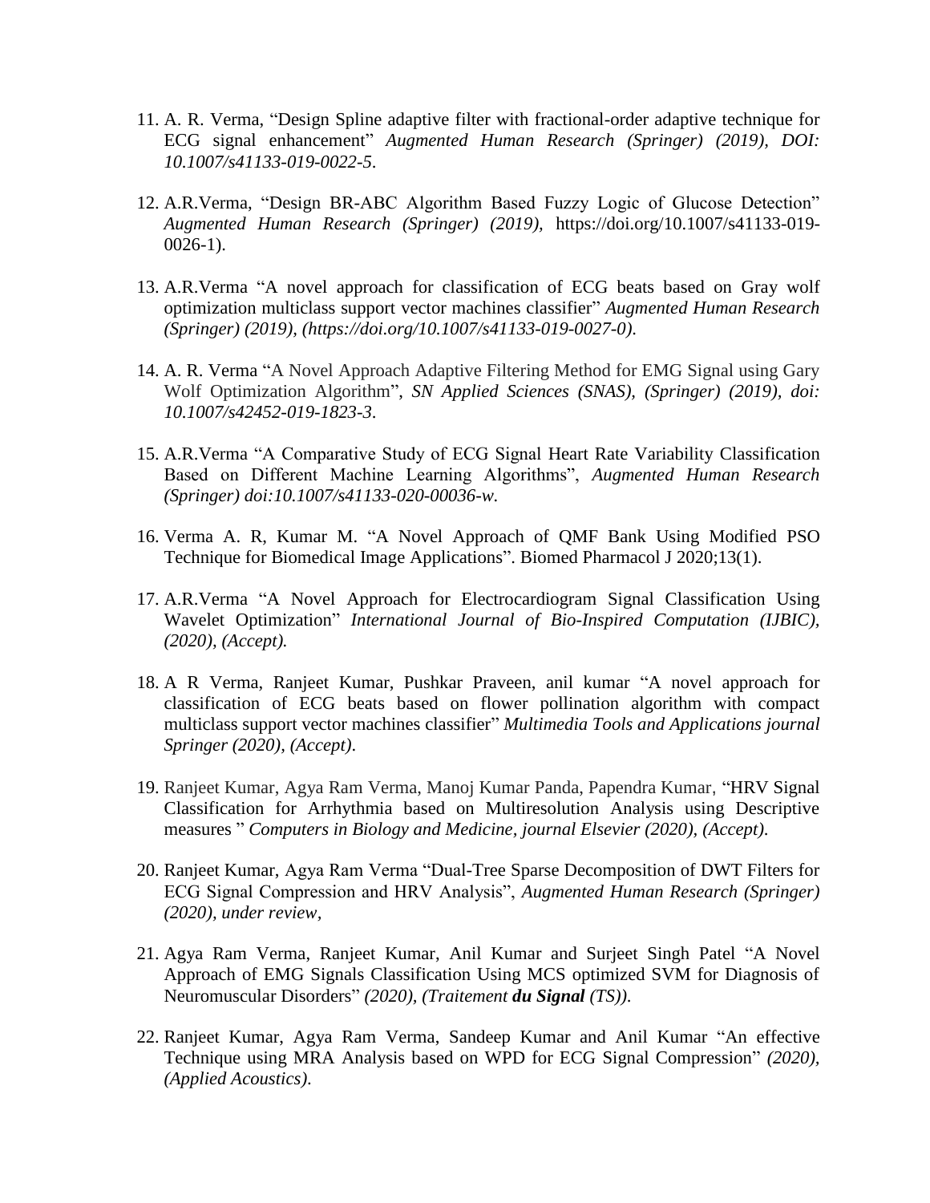11. A. R. Verma, "Design Spline adaptive filter with fractional-order adaptive technique for ECG signal enhancement" *Augmented Human Research (Springer) (2019), DOI: 10.1007/s41133-019-0022-5*.

12. A.R.Verma, "Design BR-ABC Algorithm Based Fuzzy Logic of Glucose Detection" *Augmented Human Research (Springer) (2019),* https://doi.org/10.1007/s41133-019-0026-1).

13. A.R.Verma "A novel approach for classification of ECG beats based on Gray wolf optimization multiclass support vector machines classifier" *Augmented Human Research (Springer) (2019), (https://doi.org/10.1007/s41133-019-0027-0)*.

14. A. R. Verma "A Novel Approach Adaptive Filtering Method for EMG Signal using Gary Wolf Optimization Algorithm", *SN Applied Sciences (SNAS), (Springer) (2019), doi: 10.1007/s42452-019-1823-3*.

15. A.R.Verma "A Comparative Study of ECG Signal Heart Rate Variability Classification Based on Different Machine Learning Algorithms", *Augmented Human Research (Springer) doi:10.1007/s41133-020-00036-w.*

16. Verma A. R, Kumar M. "A Novel Approach of QMF Bank Using Modified PSO Technique for Biomedical Image Applications". Biomed Pharmacol J 2020;13(1).

17. A.R.Verma "A Novel Approach for Electrocardiogram Signal Classification Using Wavelet Optimization" *International Journal of Bio-Inspired Computation (IJBIC), (2020), (Accept).*

18. A R Verma, Ranjeet Kumar, Pushkar Praveen, anil kumar "A novel approach for classification of ECG beats based on flower pollination algorithm with compact multiclass support vector machines classifier" *Multimedia Tools and Applications journal Springer (2020), (Accept)*.

19. Ranjeet Kumar, Agya Ram Verma, Manoj Kumar Panda, Papendra Kumar, "HRV Signal Classification for Arrhythmia based on Multiresolution Analysis using Descriptive measures " *Computers in Biology and Medicine, journal Elsevier (2020), (Accept)*.

20. Ranjeet Kumar, Agya Ram Verma "Dual-Tree Sparse Decomposition of DWT Filters for ECG Signal Compression and HRV Analysis", *Augmented Human Research (Springer) (2020), under review*,

21. Agya Ram Verma, Ranjeet Kumar, Anil Kumar and Surjeet Singh Patel "A Novel Approach of EMG Signals Classification Using MCS optimized SVM for Diagnosis of Neuromuscular Disorders" *(2020), (Traitement **du Signal** (TS)).*

22. Ranjeet Kumar, Agya Ram Verma, Sandeep Kumar and Anil Kumar "An effective Technique using MRA Analysis based on WPD for ECG Signal Compression" *(2020), (Applied Acoustics)*.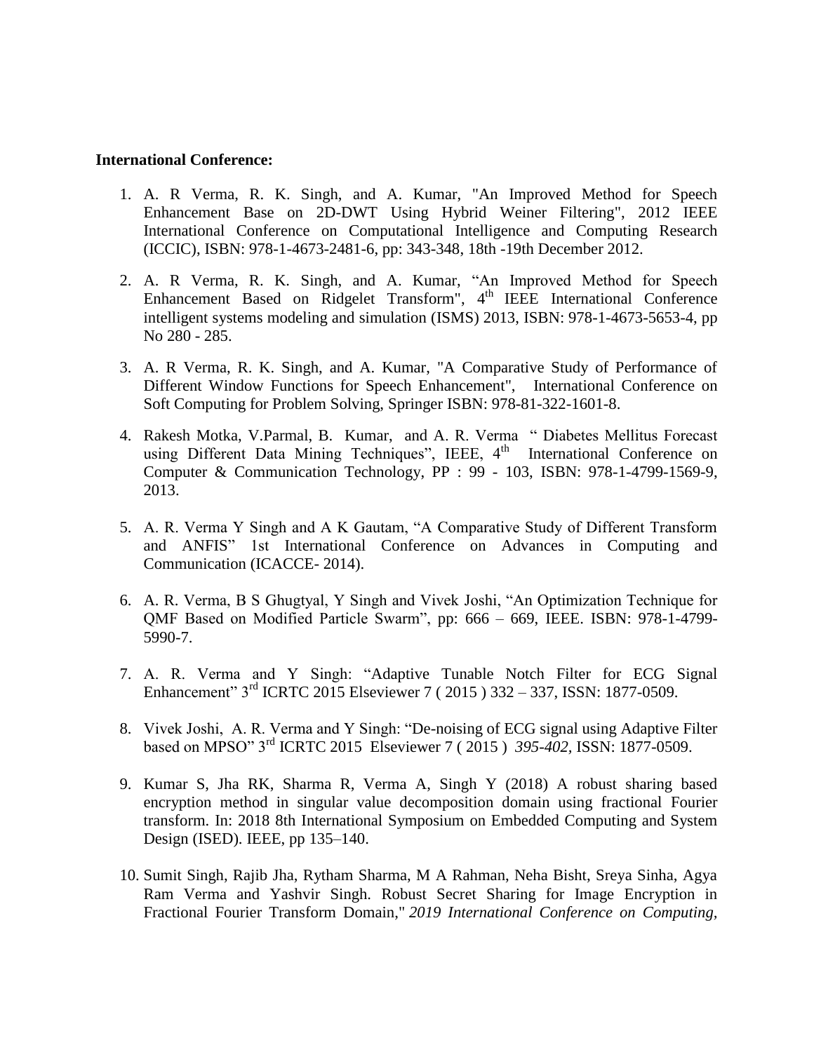**International Conference:**

1. A. R Verma, R. K. Singh, and A. Kumar, "An Improved Method for Speech Enhancement Base on 2D-DWT Using Hybrid Weiner Filtering", 2012 IEEE International Conference on Computational Intelligence and Computing Research (ICCIC), ISBN: 978-1-4673-2481-6, pp: 343-348, 18th -19th December 2012.

2. A. R Verma, R. K. Singh, and A. Kumar, "An Improved Method for Speech Enhancement Based on Ridgelet Transform", 4th IEEE International Conference intelligent systems modeling and simulation (ISMS) 2013, ISBN: 978-1-4673-5653-4, pp No 280 - 285.

3. A. R Verma, R. K. Singh, and A. Kumar, "A Comparative Study of Performance of Different Window Functions for Speech Enhancement", International Conference on Soft Computing for Problem Solving, Springer ISBN: 978-81-322-1601-8.

4. Rakesh Motka, V.Parmal, B. Kumar, and A. R. Verma " Diabetes Mellitus Forecast using Different Data Mining Techniques", IEEE, 4th International Conference on Computer & Communication Technology, PP : 99 - 103, ISBN: 978-1-4799-1569-9, 2013.

5. A. R. Verma Y Singh and A K Gautam, "A Comparative Study of Different Transform and ANFIS" 1st International Conference on Advances in Computing and Communication (ICACCE- 2014).

6. A. R. Verma, B S Ghugtyal, Y Singh and Vivek Joshi, "An Optimization Technique for QMF Based on Modified Particle Swarm", pp: 666 – 669, IEEE. ISBN: 978-1-4799-5990-7.

7. A. R. Verma and Y Singh: "Adaptive Tunable Notch Filter for ECG Signal Enhancement" 3rd ICRTC 2015 Elseviewer 7 ( 2015 ) 332 – 337, ISSN: 1877-0509.

8. Vivek Joshi, A. R. Verma and Y Singh: "De-noising of ECG signal using Adaptive Filter based on MPSO" 3rd ICRTC 2015 Elseviewer 7 ( 2015 ) *395-402*, ISSN: 1877-0509.

9. Kumar S, Jha RK, Sharma R, Verma A, Singh Y (2018) A robust sharing based encryption method in singular value decomposition domain using fractional Fourier transform. In: 2018 8th International Symposium on Embedded Computing and System Design (ISED). IEEE, pp 135–140.

10. Sumit Singh, Rajib Jha, Rytham Sharma, M A Rahman, Neha Bisht, Sreya Sinha, Agya Ram Verma and Yashvir Singh. Robust Secret Sharing for Image Encryption in Fractional Fourier Transform Domain," *2019 International Conference on Computing,*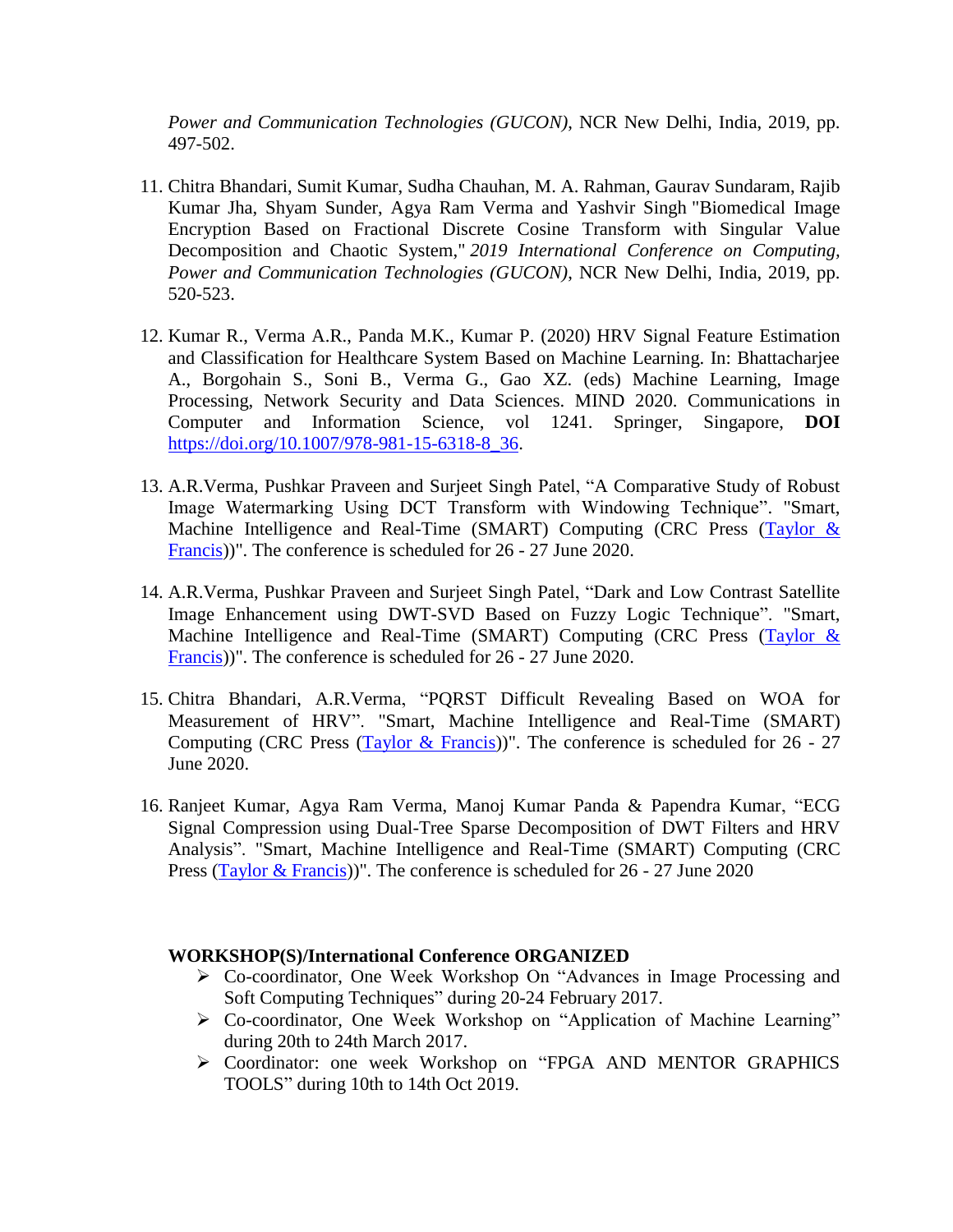*Power and Communication Technologies (GUCON)*, NCR New Delhi, India, 2019, pp. 497-502.

11. Chitra Bhandari, Sumit Kumar, Sudha Chauhan, M. A. Rahman, Gaurav Sundaram, Rajib Kumar Jha, Shyam Sunder, Agya Ram Verma and Yashvir Singh "Biomedical Image Encryption Based on Fractional Discrete Cosine Transform with Singular Value Decomposition and Chaotic System," *2019 International Conference on Computing, Power and Communication Technologies (GUCON)*, NCR New Delhi, India, 2019, pp. 520-523.

12. Kumar R., Verma A.R., Panda M.K., Kumar P. (2020) HRV Signal Feature Estimation and Classification for Healthcare System Based on Machine Learning. In: Bhattacharjee A., Borgohain S., Soni B., Verma G., Gao XZ. (eds) Machine Learning, Image Processing, Network Security and Data Sciences. MIND 2020. Communications in Computer and Information Science, vol 1241. Springer, Singapore, **DOI** [https://doi.org/10.1007/978-981-15-6318-8_36](https://doi.org/10.1007/978-981-15-6318-8_36).

13. A.R.Verma, Pushkar Praveen and Surjeet Singh Patel, "A Comparative Study of Robust Image Watermarking Using DCT Transform with Windowing Technique". "Smart, Machine Intelligence and Real-Time (SMART) Computing (CRC Press (Taylor & Francis))". The conference is scheduled for 26 - 27 June 2020.

14. A.R.Verma, Pushkar Praveen and Surjeet Singh Patel, "Dark and Low Contrast Satellite Image Enhancement using DWT-SVD Based on Fuzzy Logic Technique". "Smart, Machine Intelligence and Real-Time (SMART) Computing (CRC Press (Taylor & Francis))". The conference is scheduled for 26 - 27 June 2020.

15. Chitra Bhandari, A.R.Verma, "PQRST Difficult Revealing Based on WOA for Measurement of HRV". "Smart, Machine Intelligence and Real-Time (SMART) Computing (CRC Press (Taylor & Francis))". The conference is scheduled for 26 - 27 June 2020.

16. Ranjeet Kumar, Agya Ram Verma, Manoj Kumar Panda & Papendra Kumar, "ECG Signal Compression using Dual-Tree Sparse Decomposition of DWT Filters and HRV Analysis". "Smart, Machine Intelligence and Real-Time (SMART) Computing (CRC Press (Taylor & Francis))". The conference is scheduled for 26 - 27 June 2020

**WORKSHOP(S)/International Conference ORGANIZED**

- Co-coordinator, One Week Workshop On "Advances in Image Processing and Soft Computing Techniques" during 20-24 February 2017.
- Co-coordinator, One Week Workshop on "Application of Machine Learning" during 20th to 24th March 2017.
- Coordinator: one week Workshop on "FPGA AND MENTOR GRAPHICS TOOLS" during 10th to 14th Oct 2019.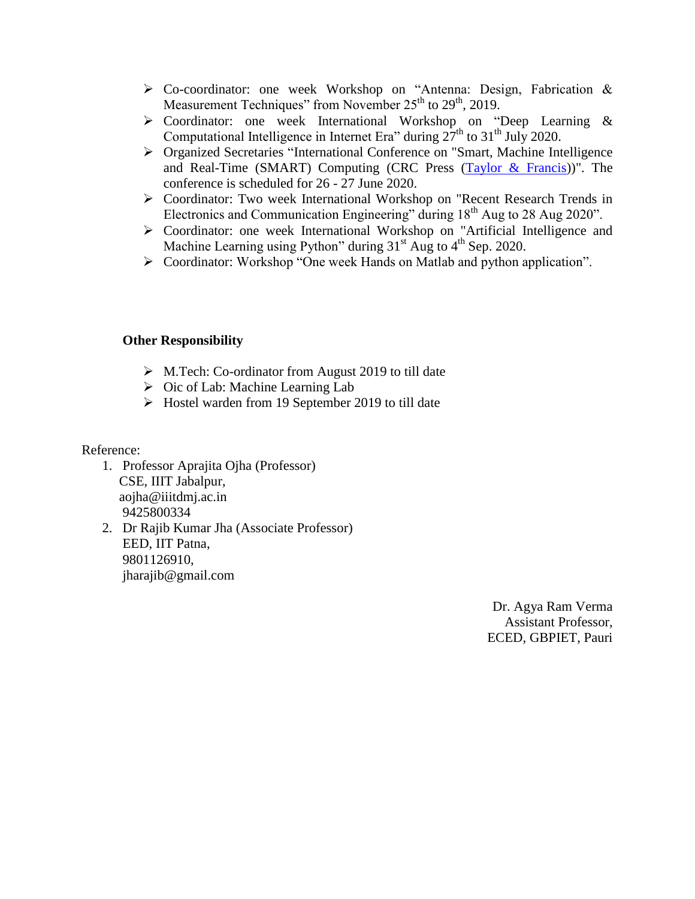- Co-coordinator: one week Workshop on “Antenna: Design, Fabrication & Measurement Techniques” from November 25th to 29th, 2019.
- Coordinator: one week International Workshop on “Deep Learning & Computational Intelligence in Internet Era” during 27th to 31th July 2020.
- Organized Secretaries “International Conference on "Smart, Machine Intelligence and Real-Time (SMART) Computing (CRC Press (Taylor & Francis))". The conference is scheduled for 26 - 27 June 2020.
- Coordinator: Two week International Workshop on "Recent Research Trends in Electronics and Communication Engineering” during 18th Aug to 28 Aug 2020”.
- Coordinator: one week International Workshop on "Artificial Intelligence and Machine Learning using Python” during 31st Aug to 4th Sep. 2020.
- Coordinator: Workshop “One week Hands on Matlab and python application”.

**Other Responsibility**

- M.Tech: Co-ordinator from August 2019 to till date
- Oic of Lab: Machine Learning Lab
- Hostel warden from 19 September 2019 to till date

Reference:

1. Professor Aprajita Ojha (Professor)
   CSE, IIIT Jabalpur,
   aojha@iiitdmj.ac.in
   9425800334
2. Dr Rajib Kumar Jha (Associate Professor)
   EED, IIT Patna,
   9801126910,
   jharajib@gmail.com

Dr. Agya Ram Verma
Assistant Professor,
ECED, GBPIET, Pauri